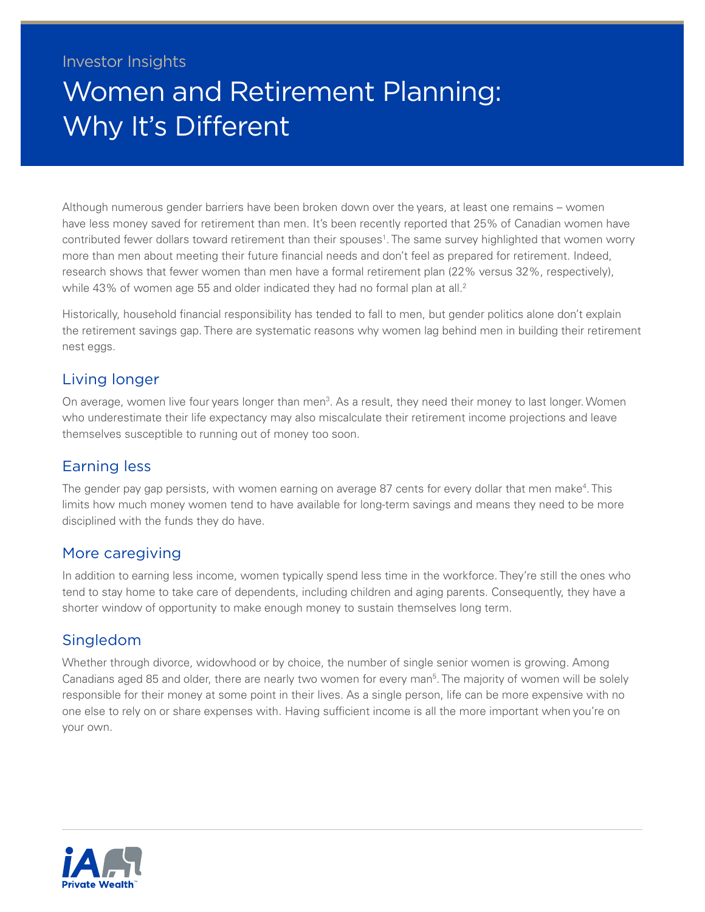Investor Insights

# Women and Retirement Planning: Why It's Different

Although numerous gender barriers have been broken down over the years, at least one remains – women have less money saved for retirement than men. It's been recently reported that 25% of Canadian women have contributed fewer dollars toward retirement than their spouses[1]. The same survey highlighted that women worry more than men about meeting their future financial needs and don't feel as prepared for retirement. Indeed, research shows that fewer women than men have a formal retirement plan (22% versus 32%, respectively), while 43% of women age 55 and older indicated they had no formal plan at all.[2]

Historically, household financial responsibility has tended to fall to men, but gender politics alone don't explain the retirement savings gap. There are systematic reasons why women lag behind men in building their retirement nest eggs.

## Living longer

On average, women live four years longer than men[3]. As a result, they need their money to last longer. Women who underestimate their life expectancy may also miscalculate their retirement income projections and leave themselves susceptible to running out of money too soon.

## Earning less

The gender pay gap persists, with women earning on average 87 cents for every dollar that men make[4]. This limits how much money women tend to have available for long-term savings and means they need to be more disciplined with the funds they do have.

## More caregiving

In addition to earning less income, women typically spend less time in the workforce. They're still the ones who tend to stay home to take care of dependents, including children and aging parents. Consequently, they have a shorter window of opportunity to make enough money to sustain themselves long term.

## Singledom

Whether through divorce, widowhood or by choice, the number of single senior women is growing. Among Canadians aged 85 and older, there are nearly two women for every man[5]. The majority of women will be solely responsible for their money at some point in their lives. As a single person, life can be more expensive with no one else to rely on or share expenses with. Having sufficient income is all the more important when you're on your own.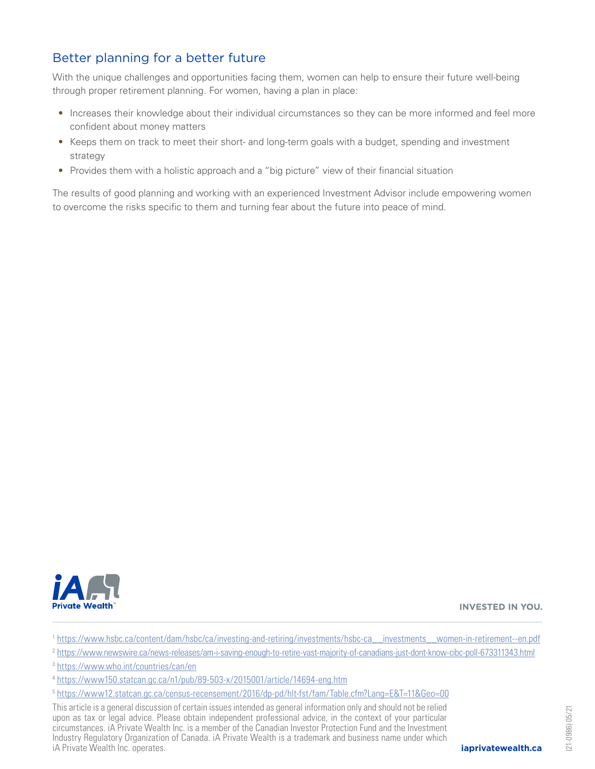## Better planning for a better future

With the unique challenges and opportunities facing them, women can help to ensure their future well-being through proper retirement planning. For women, having a plan in place:

- Increases their knowledge about their individual circumstances so they can be more informed and feel more confident about money matters
- Keeps them on track to meet their short- and long-term goals with a budget, spending and investment strategy
- Provides them with a holistic approach and a "big picture" view of their financial situation

The results of good planning and working with an experienced Investment Advisor include empowering women to overcome the risks specific to them and turning fear about the future into peace of mind.

iA Private Wealth™

**INVESTED IN YOU.**

[1] https://www.hsbc.ca/content/dam/hsbc/ca/investing-and-retiring/investments/hsbc-ca__investments__women-in-retirement--en.pdf

[2] https://www.newswire.ca/news-releases/am-i-saving-enough-to-retire-vast-majority-of-canadians-just-dont-know-cibc-poll-673311343.html

[3] https://www.who.int/countries/can/en

[4] https://www150.statcan.gc.ca/n1/pub/89-503-x/2015001/article/14694-eng.htm

[5] https://www12.statcan.gc.ca/census-recensement/2016/dp-pd/hlt-fst/fam/Table.cfm?Lang=E&T=11&Geo=00

This article is a general discussion of certain issues intended as general information only and should not be relied upon as tax or legal advice. Please obtain independent professional advice, in the context of your particular circumstances. iA Private Wealth Inc. is a member of the Canadian Investor Protection Fund and the Investment Industry Regulatory Organization of Canada. iA Private Wealth is a trademark and business name under which iA Private Wealth Inc. operates.

**iaprivatewealth.ca**

(21-0986) 05/21